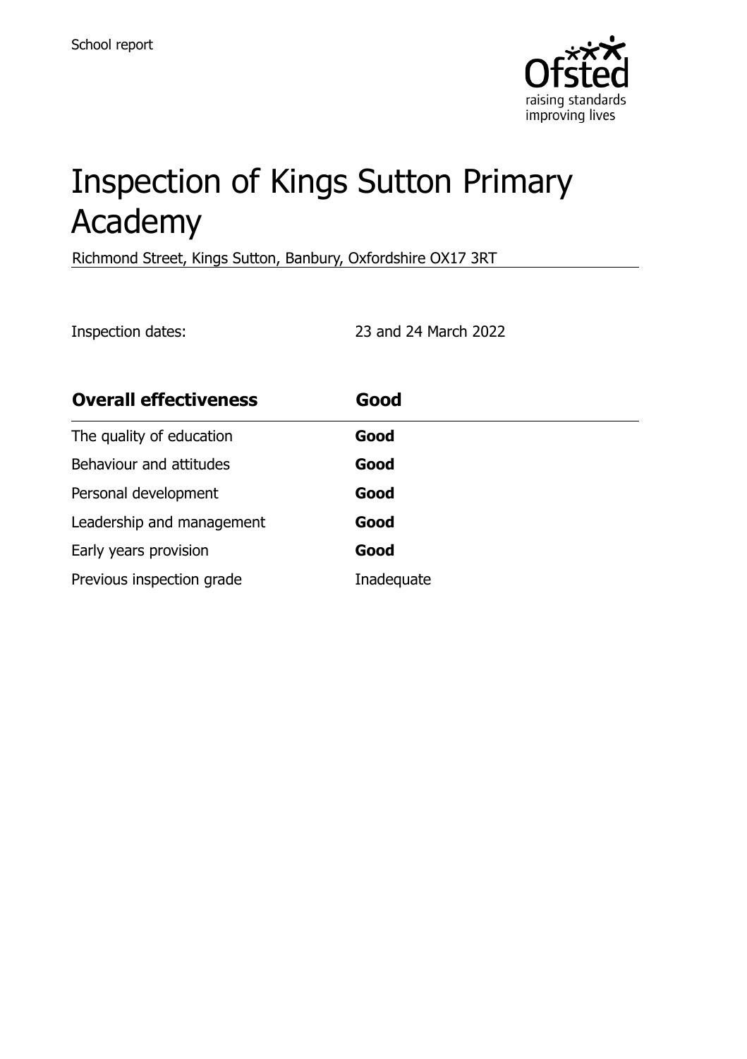School report

# Inspection of Kings Sutton Primary Academy

Richmond Street, Kings Sutton, Banbury, Oxfordshire OX17 3RT

Inspection dates: 23 and 24 March 2022

| **Overall effectiveness** | **Good** |
| --- | --- |
| The quality of education | **Good** |
| Behaviour and attitudes | **Good** |
| Personal development | **Good** |
| Leadership and management | **Good** |
| Early years provision | **Good** |
| Previous inspection grade | Inadequate |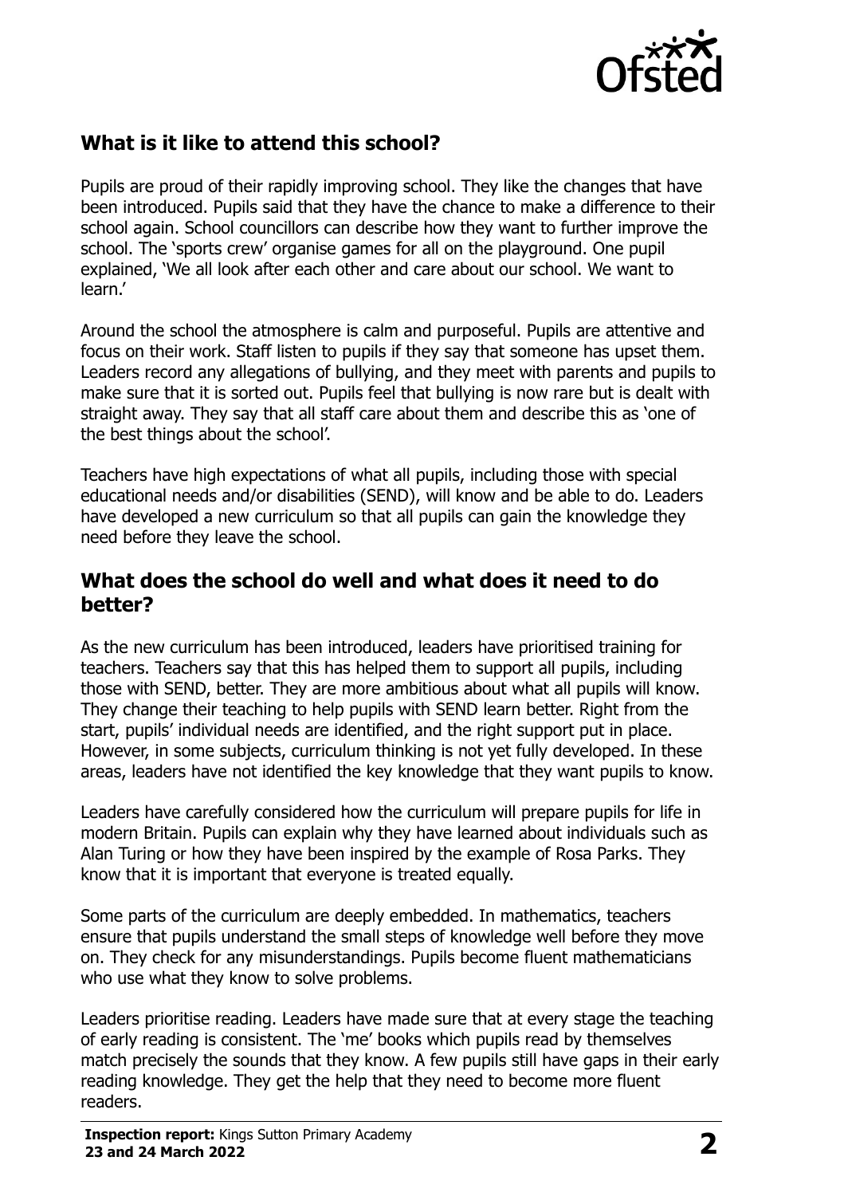## What is it like to attend this school?

Pupils are proud of their rapidly improving school. They like the changes that have been introduced. Pupils said that they have the chance to make a difference to their school again. School councillors can describe how they want to further improve the school. The 'sports crew' organise games for all on the playground. One pupil explained, 'We all look after each other and care about our school. We want to learn.'

Around the school the atmosphere is calm and purposeful. Pupils are attentive and focus on their work. Staff listen to pupils if they say that someone has upset them. Leaders record any allegations of bullying, and they meet with parents and pupils to make sure that it is sorted out. Pupils feel that bullying is now rare but is dealt with straight away. They say that all staff care about them and describe this as 'one of the best things about the school'.

Teachers have high expectations of what all pupils, including those with special educational needs and/or disabilities (SEND), will know and be able to do. Leaders have developed a new curriculum so that all pupils can gain the knowledge they need before they leave the school.

## What does the school do well and what does it need to do better?

As the new curriculum has been introduced, leaders have prioritised training for teachers. Teachers say that this has helped them to support all pupils, including those with SEND, better. They are more ambitious about what all pupils will know. They change their teaching to help pupils with SEND learn better. Right from the start, pupils' individual needs are identified, and the right support put in place. However, in some subjects, curriculum thinking is not yet fully developed. In these areas, leaders have not identified the key knowledge that they want pupils to know.

Leaders have carefully considered how the curriculum will prepare pupils for life in modern Britain. Pupils can explain why they have learned about individuals such as Alan Turing or how they have been inspired by the example of Rosa Parks. They know that it is important that everyone is treated equally.

Some parts of the curriculum are deeply embedded. In mathematics, teachers ensure that pupils understand the small steps of knowledge well before they move on. They check for any misunderstandings. Pupils become fluent mathematicians who use what they know to solve problems.

Leaders prioritise reading. Leaders have made sure that at every stage the teaching of early reading is consistent. The 'me' books which pupils read by themselves match precisely the sounds that they know. A few pupils still have gaps in their early reading knowledge. They get the help that they need to become more fluent readers.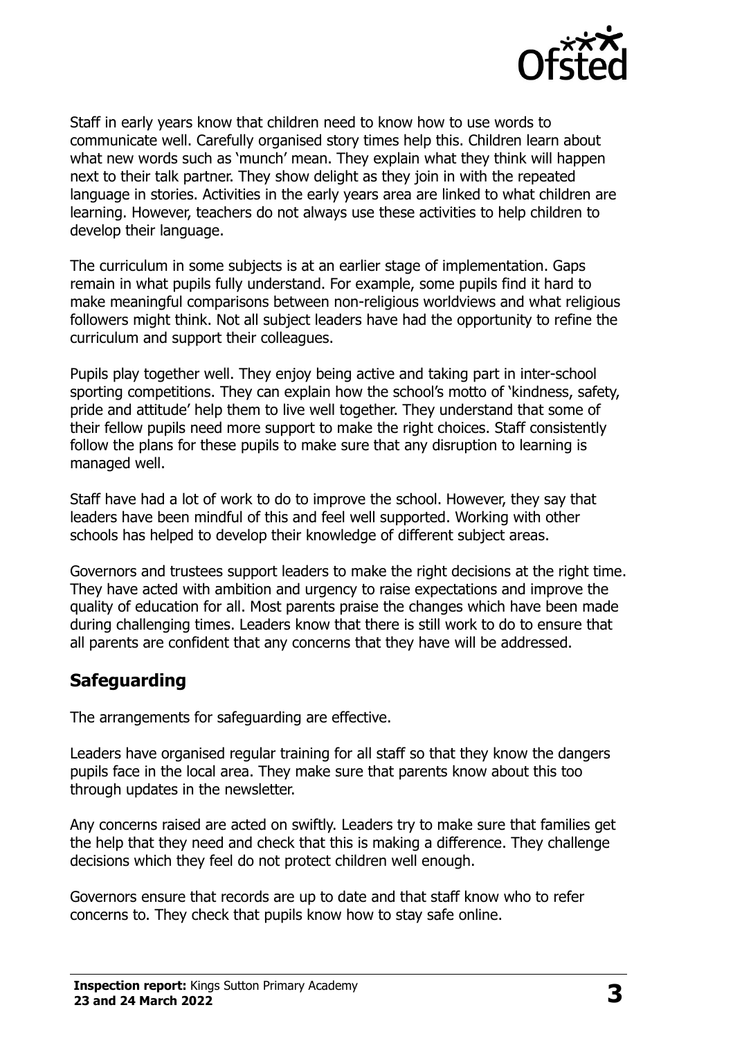Staff in early years know that children need to know how to use words to communicate well. Carefully organised story times help this. Children learn about what new words such as 'munch' mean. They explain what they think will happen next to their talk partner. They show delight as they join in with the repeated language in stories. Activities in the early years area are linked to what children are learning. However, teachers do not always use these activities to help children to develop their language.

The curriculum in some subjects is at an earlier stage of implementation. Gaps remain in what pupils fully understand. For example, some pupils find it hard to make meaningful comparisons between non-religious worldviews and what religious followers might think. Not all subject leaders have had the opportunity to refine the curriculum and support their colleagues.

Pupils play together well. They enjoy being active and taking part in inter-school sporting competitions. They can explain how the school's motto of 'kindness, safety, pride and attitude' help them to live well together. They understand that some of their fellow pupils need more support to make the right choices. Staff consistently follow the plans for these pupils to make sure that any disruption to learning is managed well.

Staff have had a lot of work to do to improve the school. However, they say that leaders have been mindful of this and feel well supported. Working with other schools has helped to develop their knowledge of different subject areas.

Governors and trustees support leaders to make the right decisions at the right time. They have acted with ambition and urgency to raise expectations and improve the quality of education for all. Most parents praise the changes which have been made during challenging times. Leaders know that there is still work to do to ensure that all parents are confident that any concerns that they have will be addressed.

## Safeguarding

The arrangements for safeguarding are effective.

Leaders have organised regular training for all staff so that they know the dangers pupils face in the local area. They make sure that parents know about this too through updates in the newsletter.

Any concerns raised are acted on swiftly. Leaders try to make sure that families get the help that they need and check that this is making a difference. They challenge decisions which they feel do not protect children well enough.

Governors ensure that records are up to date and that staff know who to refer concerns to. They check that pupils know how to stay safe online.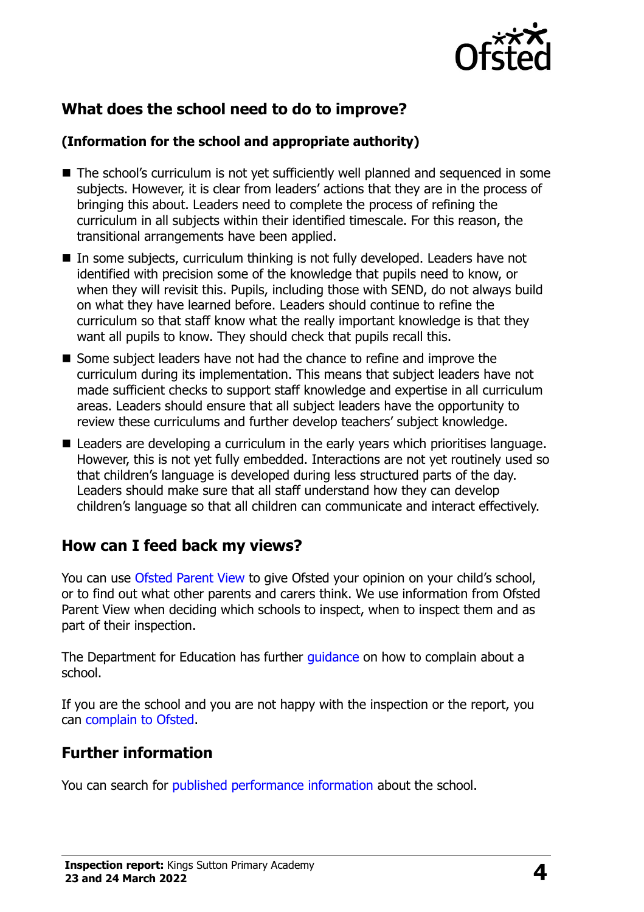## What does the school need to do to improve?

### (Information for the school and appropriate authority)

- The school's curriculum is not yet sufficiently well planned and sequenced in some subjects. However, it is clear from leaders' actions that they are in the process of bringing this about. Leaders need to complete the process of refining the curriculum in all subjects within their identified timescale. For this reason, the transitional arrangements have been applied.
- In some subjects, curriculum thinking is not fully developed. Leaders have not identified with precision some of the knowledge that pupils need to know, or when they will revisit this. Pupils, including those with SEND, do not always build on what they have learned before. Leaders should continue to refine the curriculum so that staff know what the really important knowledge is that they want all pupils to know. They should check that pupils recall this.
- Some subject leaders have not had the chance to refine and improve the curriculum during its implementation. This means that subject leaders have not made sufficient checks to support staff knowledge and expertise in all curriculum areas. Leaders should ensure that all subject leaders have the opportunity to review these curriculums and further develop teachers' subject knowledge.
- Leaders are developing a curriculum in the early years which prioritises language. However, this is not yet fully embedded. Interactions are not yet routinely used so that children's language is developed during less structured parts of the day. Leaders should make sure that all staff understand how they can develop children's language so that all children can communicate and interact effectively.

## How can I feed back my views?

You can use Ofsted Parent View to give Ofsted your opinion on your child's school, or to find out what other parents and carers think. We use information from Ofsted Parent View when deciding which schools to inspect, when to inspect them and as part of their inspection.

The Department for Education has further guidance on how to complain about a school.

If you are the school and you are not happy with the inspection or the report, you can complain to Ofsted.

## Further information

You can search for published performance information about the school.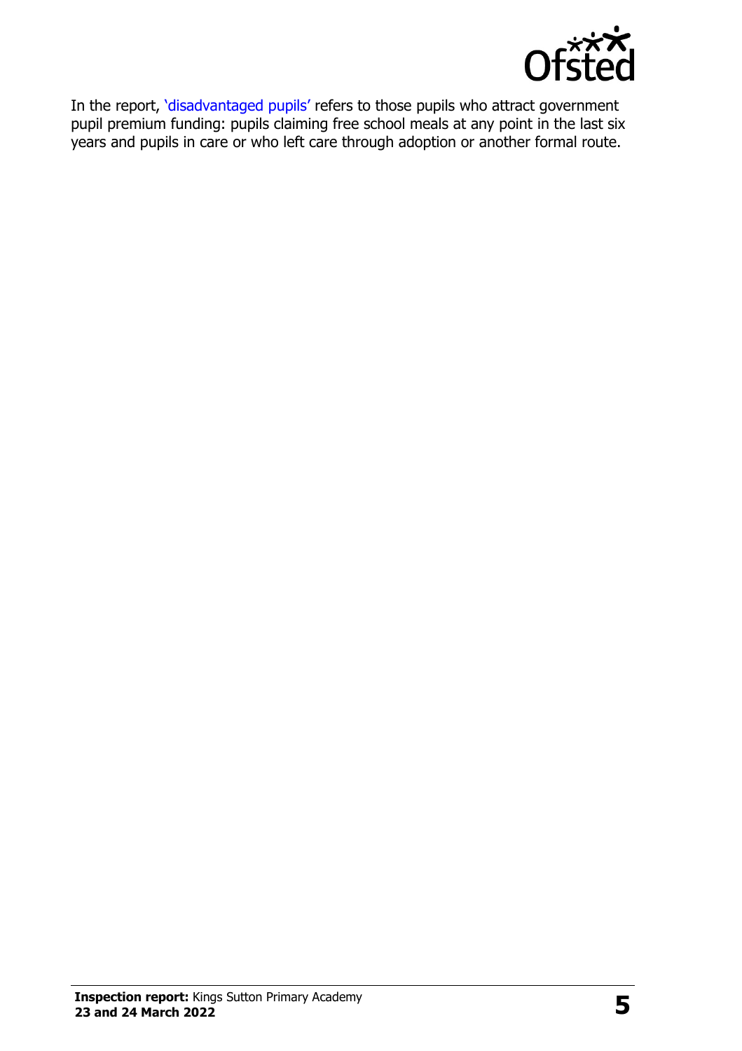In the report, 'disadvantaged pupils' refers to those pupils who attract government pupil premium funding: pupils claiming free school meals at any point in the last six years and pupils in care or who left care through adoption or another formal route.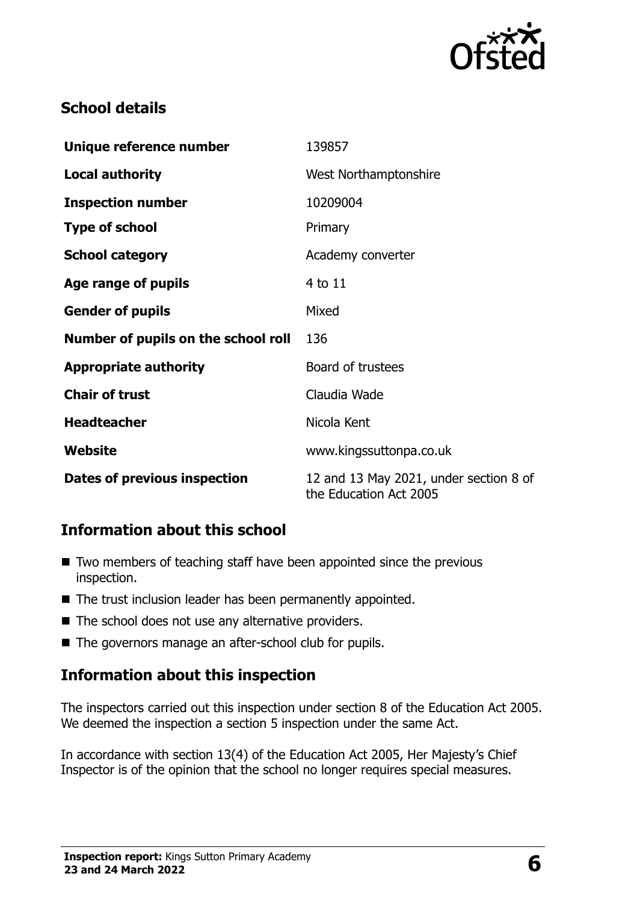## School details

| | |
|---|---|
| **Unique reference number** | 139857 |
| **Local authority** | West Northamptonshire |
| **Inspection number** | 10209004 |
| **Type of school** | Primary |
| **School category** | Academy converter |
| **Age range of pupils** | 4 to 11 |
| **Gender of pupils** | Mixed |
| **Number of pupils on the school roll** | 136 |
| **Appropriate authority** | Board of trustees |
| **Chair of trust** | Claudia Wade |
| **Headteacher** | Nicola Kent |
| **Website** | www.kingssuttonpa.co.uk |
| **Dates of previous inspection** | 12 and 13 May 2021, under section 8 of the Education Act 2005 |

## Information about this school

- Two members of teaching staff have been appointed since the previous inspection.
- The trust inclusion leader has been permanently appointed.
- The school does not use any alternative providers.
- The governors manage an after-school club for pupils.

## Information about this inspection

The inspectors carried out this inspection under section 8 of the Education Act 2005. We deemed the inspection a section 5 inspection under the same Act.

In accordance with section 13(4) of the Education Act 2005, Her Majesty's Chief Inspector is of the opinion that the school no longer requires special measures.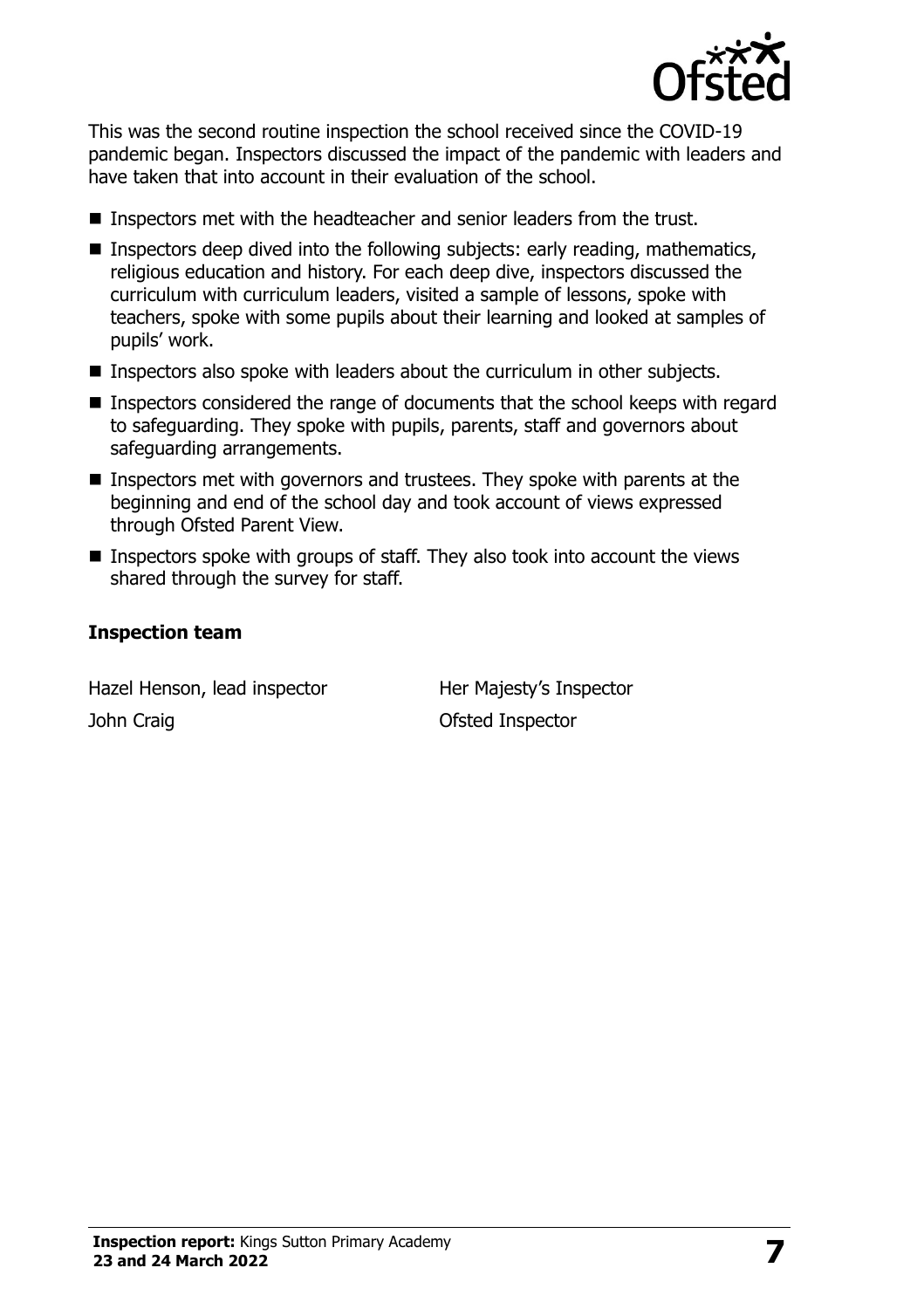This was the second routine inspection the school received since the COVID-19 pandemic began. Inspectors discussed the impact of the pandemic with leaders and have taken that into account in their evaluation of the school.

- Inspectors met with the headteacher and senior leaders from the trust.
- Inspectors deep dived into the following subjects: early reading, mathematics, religious education and history. For each deep dive, inspectors discussed the curriculum with curriculum leaders, visited a sample of lessons, spoke with teachers, spoke with some pupils about their learning and looked at samples of pupils' work.
- Inspectors also spoke with leaders about the curriculum in other subjects.
- Inspectors considered the range of documents that the school keeps with regard to safeguarding. They spoke with pupils, parents, staff and governors about safeguarding arrangements.
- Inspectors met with governors and trustees. They spoke with parents at the beginning and end of the school day and took account of views expressed through Ofsted Parent View.
- Inspectors spoke with groups of staff. They also took into account the views shared through the survey for staff.

### Inspection team

| | |
|---|---|
| Hazel Henson, lead inspector | Her Majesty's Inspector |
| John Craig | Ofsted Inspector |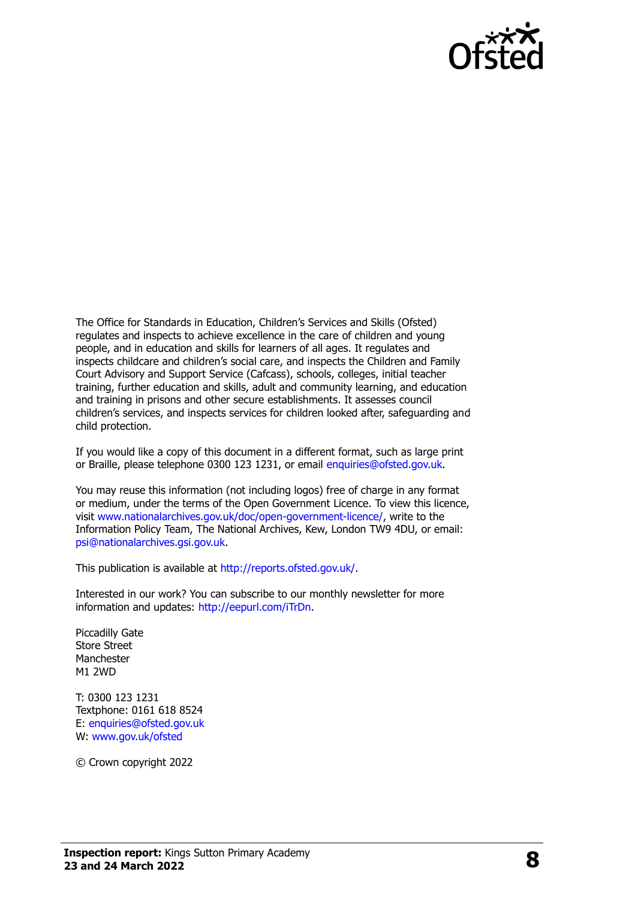The Office for Standards in Education, Children's Services and Skills (Ofsted) regulates and inspects to achieve excellence in the care of children and young people, and in education and skills for learners of all ages. It regulates and inspects childcare and children's social care, and inspects the Children and Family Court Advisory and Support Service (Cafcass), schools, colleges, initial teacher training, further education and skills, adult and community learning, and education and training in prisons and other secure establishments. It assesses council children's services, and inspects services for children looked after, safeguarding and child protection.

If you would like a copy of this document in a different format, such as large print or Braille, please telephone 0300 123 1231, or email enquiries@ofsted.gov.uk.

You may reuse this information (not including logos) free of charge in any format or medium, under the terms of the Open Government Licence. To view this licence, visit www.nationalarchives.gov.uk/doc/open-government-licence/, write to the Information Policy Team, The National Archives, Kew, London TW9 4DU, or email: psi@nationalarchives.gsi.gov.uk.

This publication is available at http://reports.ofsted.gov.uk/.

Interested in our work? You can subscribe to our monthly newsletter for more information and updates: http://eepurl.com/iTrDn.

Piccadilly Gate
Store Street
Manchester
M1 2WD

T: 0300 123 1231
Textphone: 0161 618 8524
E: enquiries@ofsted.gov.uk
W: www.gov.uk/ofsted

© Crown copyright 2022